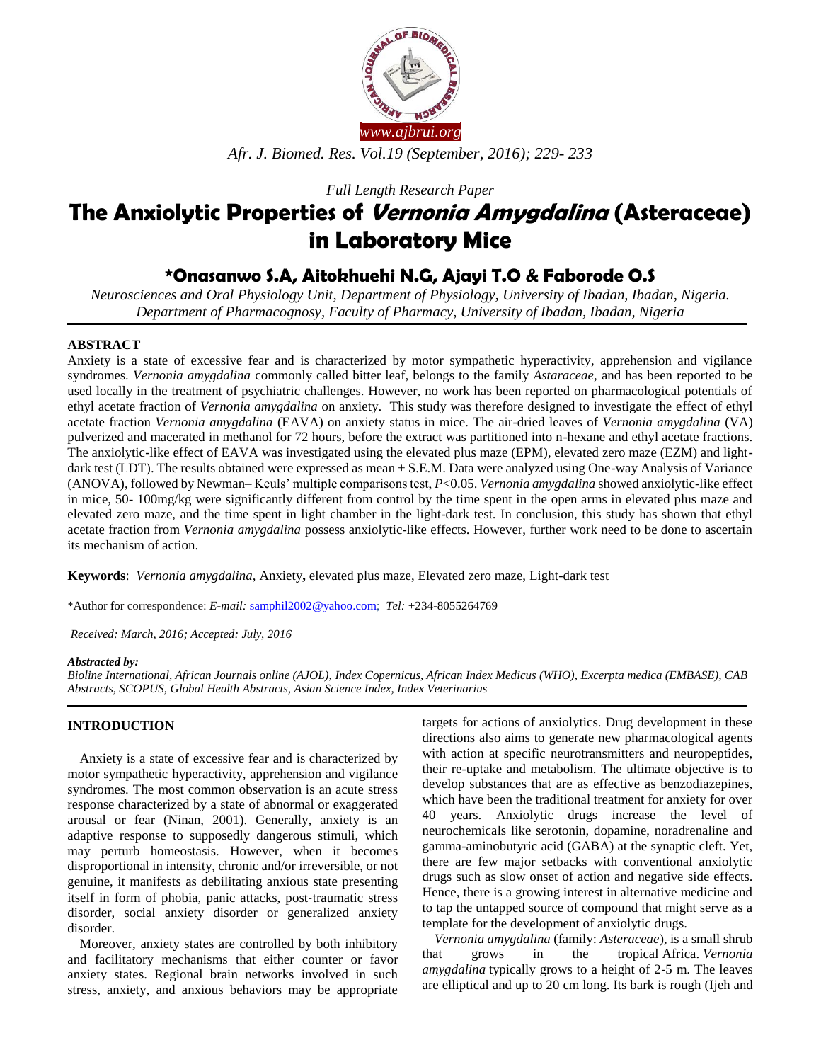*Full Length Research Paper*

# The Anxiolytic Properties of *Vernonia Amygdalina* (Asteraceae) in Laboratory Mice

## *Onasanwo S.A, Aitokhuehi N.G, Ajayi T.O & Faborode O.S

*Neurosciences and Oral Physiology Unit, Department of Physiology, University of Ibadan, Ibadan, Nigeria.*
*Department of Pharmacognosy, Faculty of Pharmacy, University of Ibadan, Ibadan, Nigeria*

### ABSTRACT

Anxiety is a state of excessive fear and is characterized by motor sympathetic hyperactivity, apprehension and vigilance syndromes. *Vernonia amygdalina* commonly called bitter leaf, belongs to the family *Astaraceae*, and has been reported to be used locally in the treatment of psychiatric challenges. However, no work has been reported on pharmacological potentials of ethyl acetate fraction of *Vernonia amygdalina* on anxiety. This study was therefore designed to investigate the effect of ethyl acetate fraction *Vernonia amygdalina* (EAVA) on anxiety status in mice. The air-dried leaves of *Vernonia amygdalina* (VA) pulverized and macerated in methanol for 72 hours, before the extract was partitioned into n-hexane and ethyl acetate fractions. The anxiolytic-like effect of EAVA was investigated using the elevated plus maze (EPM), elevated zero maze (EZM) and light-dark test (LDT). The results obtained were expressed as mean ± S.E.M. Data were analyzed using One-way Analysis of Variance (ANOVA), followed by Newman– Keuls' multiple comparisons test, $P<0.05$. *Vernonia amygdalina* showed anxiolytic-like effect in mice, 50- 100mg/kg were significantly different from control by the time spent in the open arms in elevated plus maze and elevated zero maze, and the time spent in light chamber in the light-dark test. In conclusion, this study has shown that ethyl acetate fraction from *Vernonia amygdalina* possess anxiolytic-like effects. However, further work need to be done to ascertain its mechanism of action.

**Keywords**: *Vernonia amygdalina,* Anxiety**,** elevated plus maze, Elevated zero maze, Light-dark test

*Author for correspondence: *E-mail:* samphil2002@yahoo.com; *Tel:* +234-8055264769

*Received: March, 2016; Accepted: July, 2016*

***Abstracted by:***
*Bioline International, African Journals online (AJOL), Index Copernicus, African Index Medicus (WHO), Excerpta medica (EMBASE), CAB Abstracts, SCOPUS, Global Health Abstracts, Asian Science Index, Index Veterinarius*

### INTRODUCTION

Anxiety is a state of excessive fear and is characterized by motor sympathetic hyperactivity, apprehension and vigilance syndromes. The most common observation is an acute stress response characterized by a state of abnormal or exaggerated arousal or fear (Ninan, 2001). Generally, anxiety is an adaptive response to supposedly dangerous stimuli, which may perturb homeostasis. However, when it becomes disproportional in intensity, chronic and/or irreversible, or not genuine, it manifests as debilitating anxious state presenting itself in form of phobia, panic attacks, post-traumatic stress disorder, social anxiety disorder or generalized anxiety disorder.

Moreover, anxiety states are controlled by both inhibitory and facilitatory mechanisms that either counter or favor anxiety states. Regional brain networks involved in such stress, anxiety, and anxious behaviors may be appropriate targets for actions of anxiolytics. Drug development in these directions also aims to generate new pharmacological agents with action at specific neurotransmitters and neuropeptides, their re-uptake and metabolism. The ultimate objective is to develop substances that are as effective as benzodiazepines, which have been the traditional treatment for anxiety for over 40 years. Anxiolytic drugs increase the level of neurochemicals like serotonin, dopamine, noradrenaline and gamma-aminobutyric acid (GABA) at the synaptic cleft. Yet, there are few major setbacks with conventional anxiolytic drugs such as slow onset of action and negative side effects. Hence, there is a growing interest in alternative medicine and to tap the untapped source of compound that might serve as a template for the development of anxiolytic drugs.

*Vernonia amygdalina* (family: *Asteraceae*), is a small shrub that grows in the tropical Africa. *Vernonia amygdalina* typically grows to a height of 2-5 m. The leaves are elliptical and up to 20 cm long. Its bark is rough (Ijeh and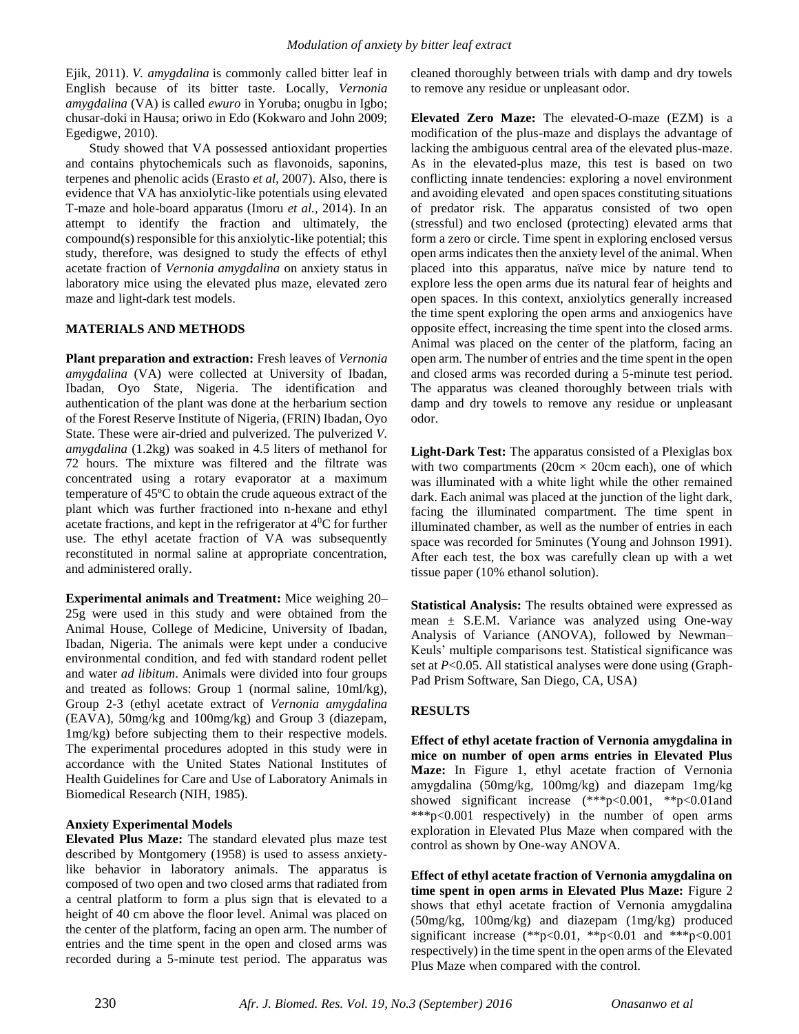Ejik, 2011). *V. amygdalina* is commonly called bitter leaf in English because of its bitter taste. Locally, *Vernonia amygdalina* (VA) is called *ewuro* in Yoruba; onugbu in Igbo; chusar-doki in Hausa; oriwo in Edo (Kokwaro and John 2009; Egedigwe, 2010).

Study showed that VA possessed antioxidant properties and contains phytochemicals such as flavonoids, saponins, terpenes and phenolic acids (Erasto *et al*, 2007). Also, there is evidence that VA has anxiolytic-like potentials using elevated T-maze and hole-board apparatus (Imoru *et al.*, 2014). In an attempt to identify the fraction and ultimately, the compound(s) responsible for this anxiolytic-like potential; this study, therefore, was designed to study the effects of ethyl acetate fraction of *Vernonia amygdalina* on anxiety status in laboratory mice using the elevated plus maze, elevated zero maze and light-dark test models.

## MATERIALS AND METHODS

**Plant preparation and extraction:** Fresh leaves of *Vernonia amygdalina* (VA) were collected at University of Ibadan, Ibadan, Oyo State, Nigeria. The identification and authentication of the plant was done at the herbarium section of the Forest Reserve Institute of Nigeria, (FRIN) Ibadan, Oyo State. These were air-dried and pulverized. The pulverized *V. amygdalina* (1.2kg) was soaked in 4.5 liters of methanol for 72 hours. The mixture was filtered and the filtrate was concentrated using a rotary evaporator at a maximum temperature of 45ºC to obtain the crude aqueous extract of the plant which was further fractioned into n-hexane and ethyl acetate fractions, and kept in the refrigerator at $4^0$C for further use. The ethyl acetate fraction of VA was subsequently reconstituted in normal saline at appropriate concentration, and administered orally.

**Experimental animals and Treatment:** Mice weighing 20–25g were used in this study and were obtained from the Animal House, College of Medicine, University of Ibadan, Ibadan, Nigeria. The animals were kept under a conducive environmental condition, and fed with standard rodent pellet and water *ad libitum*. Animals were divided into four groups and treated as follows: Group 1 (normal saline, 10ml/kg), Group 2-3 (ethyl acetate extract of *Vernonia amygdalina* (EAVA), 50mg/kg and 100mg/kg) and Group 3 (diazepam, 1mg/kg) before subjecting them to their respective models. The experimental procedures adopted in this study were in accordance with the United States National Institutes of Health Guidelines for Care and Use of Laboratory Animals in Biomedical Research (NIH, 1985).

### Anxiety Experimental Models

**Elevated Plus Maze:** The standard elevated plus maze test described by Montgomery (1958) is used to assess anxiety-like behavior in laboratory animals. The apparatus is composed of two open and two closed arms that radiated from a central platform to form a plus sign that is elevated to a height of 40 cm above the floor level. Animal was placed on the center of the platform, facing an open arm. The number of entries and the time spent in the open and closed arms was recorded during a 5-minute test period. The apparatus was cleaned thoroughly between trials with damp and dry towels to remove any residue or unpleasant odor.

**Elevated Zero Maze:** The elevated-O-maze (EZM) is a modification of the plus-maze and displays the advantage of lacking the ambiguous central area of the elevated plus-maze. As in the elevated-plus maze, this test is based on two conflicting innate tendencies: exploring a novel environment and avoiding elevated and open spaces constituting situations of predator risk. The apparatus consisted of two open (stressful) and two enclosed (protecting) elevated arms that form a zero or circle. Time spent in exploring enclosed versus open arms indicates then the anxiety level of the animal. When placed into this apparatus, naïve mice by nature tend to explore less the open arms due its natural fear of heights and open spaces. In this context, anxiolytics generally increased the time spent exploring the open arms and anxiogenics have opposite effect, increasing the time spent into the closed arms. Animal was placed on the center of the platform, facing an open arm. The number of entries and the time spent in the open and closed arms was recorded during a 5-minute test period. The apparatus was cleaned thoroughly between trials with damp and dry towels to remove any residue or unpleasant odor.

**Light-Dark Test:** The apparatus consisted of a Plexiglas box with two compartments (20cm × 20cm each), one of which was illuminated with a white light while the other remained dark. Each animal was placed at the junction of the light dark, facing the illuminated compartment. The time spent in illuminated chamber, as well as the number of entries in each space was recorded for 5minutes (Young and Johnson 1991). After each test, the box was carefully clean up with a wet tissue paper (10% ethanol solution).

**Statistical Analysis:** The results obtained were expressed as mean ± S.E.M. Variance was analyzed using One-way Analysis of Variance (ANOVA), followed by Newman–Keuls' multiple comparisons test. Statistical significance was set at $P<0.05$. All statistical analyses were done using (Graph-Pad Prism Software, San Diego, CA, USA)

## RESULTS

**Effect of ethyl acetate fraction of Vernonia amygdalina in mice on number of open arms entries in Elevated Plus Maze:** In Figure 1, ethyl acetate fraction of Vernonia amygdalina (50mg/kg, 100mg/kg) and diazepam 1mg/kg showed significant increase (***$p<0.001$, **$p<0.01$and ***$p<0.001$ respectively) in the number of open arms exploration in Elevated Plus Maze when compared with the control as shown by One-way ANOVA.

**Effect of ethyl acetate fraction of Vernonia amygdalina on time spent in open arms in Elevated Plus Maze:** Figure 2 shows that ethyl acetate fraction of Vernonia amygdalina (50mg/kg, 100mg/kg) and diazepam (1mg/kg) produced significant increase (**$p<0.01$, **$p<0.01$ and ***$p<0.001$ respectively) in the time spent in the open arms of the Elevated Plus Maze when compared with the control.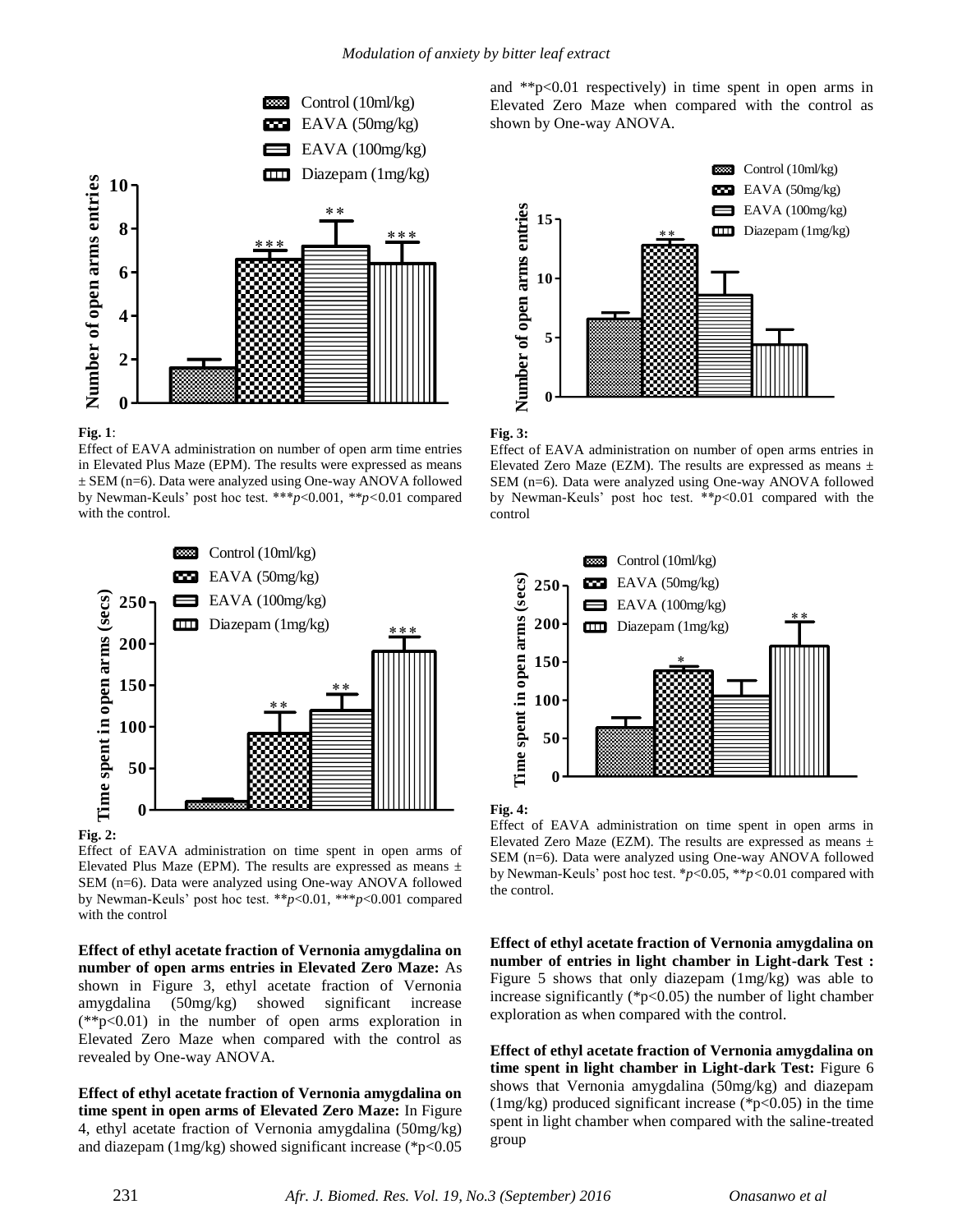Control (10ml/kg)
EAVA (50mg/kg)
EAVA (100mg/kg)
Diazepam (1mg/kg)

Number of open arms entries

10
8
6
4
2
0

\*\*\*
\*\*
\*\*\*

**Fig. 1**:

Effect of EAVA administration on number of open arm time entries in Elevated Plus Maze (EPM). The results were expressed as means ± SEM (n=6). Data were analyzed using One-way ANOVA followed by Newman-Keuls' post hoc test. \*\*\**p*<0.001, \*\**p*<0.01 compared with the control.

Control (10ml/kg)
EAVA (50mg/kg)
EAVA (100mg/kg)
Diazepam (1mg/kg)

Time spent in open arms (secs)

250
200
150
100
50
0

\*\*
\*\*
\*\*\*

**Fig. 2:**

Effect of EAVA administration on time spent in open arms of Elevated Plus Maze (EPM). The results are expressed as means ± SEM (n=6). Data were analyzed using One-way ANOVA followed by Newman-Keuls' post hoc test. \*\**p*<0.01, \*\*\**p*<0.001 compared with the control

**Effect of ethyl acetate fraction of Vernonia amygdalina on number of open arms entries in Elevated Zero Maze:** As shown in Figure 3, ethyl acetate fraction of Vernonia amygdalina (50mg/kg) showed significant increase (\*\*p<0.01) in the number of open arms exploration in Elevated Zero Maze when compared with the control as revealed by One-way ANOVA.

**Effect of ethyl acetate fraction of Vernonia amygdalina on time spent in open arms of Elevated Zero Maze:** In Figure 4, ethyl acetate fraction of Vernonia amygdalina (50mg/kg) and diazepam (1mg/kg) showed significant increase (\*p<0.05 and \*\*p<0.01 respectively) in time spent in open arms in Elevated Zero Maze when compared with the control as shown by One-way ANOVA.

Control (10ml/kg)
EAVA (50mg/kg)
EAVA (100mg/kg)
Diazepam (1mg/kg)

Number of open arms entries

15
10
5
0

\*\*

**Fig. 3:**

Effect of EAVA administration on number of open arms entries in Elevated Zero Maze (EZM). The results are expressed as means ± SEM (n=6). Data were analyzed using One-way ANOVA followed by Newman-Keuls' post hoc test. \*\**p*<0.01 compared with the control

Control (10ml/kg)
EAVA (50mg/kg)
EAVA (100mg/kg)
Diazepam (1mg/kg)

Time spent in open arms (secs)

250
200
150
100
50
0

\*
\*\*

**Fig. 4:**

Effect of EAVA administration on time spent in open arms in Elevated Zero Maze (EZM). The results are expressed as means ± SEM (n=6). Data were analyzed using One-way ANOVA followed by Newman-Keuls' post hoc test. \**p*<0.05, \*\**p*<0.01 compared with the control.

**Effect of ethyl acetate fraction of Vernonia amygdalina on number of entries in light chamber in Light-dark Test :** Figure 5 shows that only diazepam (1mg/kg) was able to increase significantly (\*p<0.05) the number of light chamber exploration as when compared with the control.

**Effect of ethyl acetate fraction of Vernonia amygdalina on time spent in light chamber in Light-dark Test:** Figure 6 shows that Vernonia amygdalina (50mg/kg) and diazepam (1mg/kg) produced significant increase (\*p<0.05) in the time spent in light chamber when compared with the saline-treated group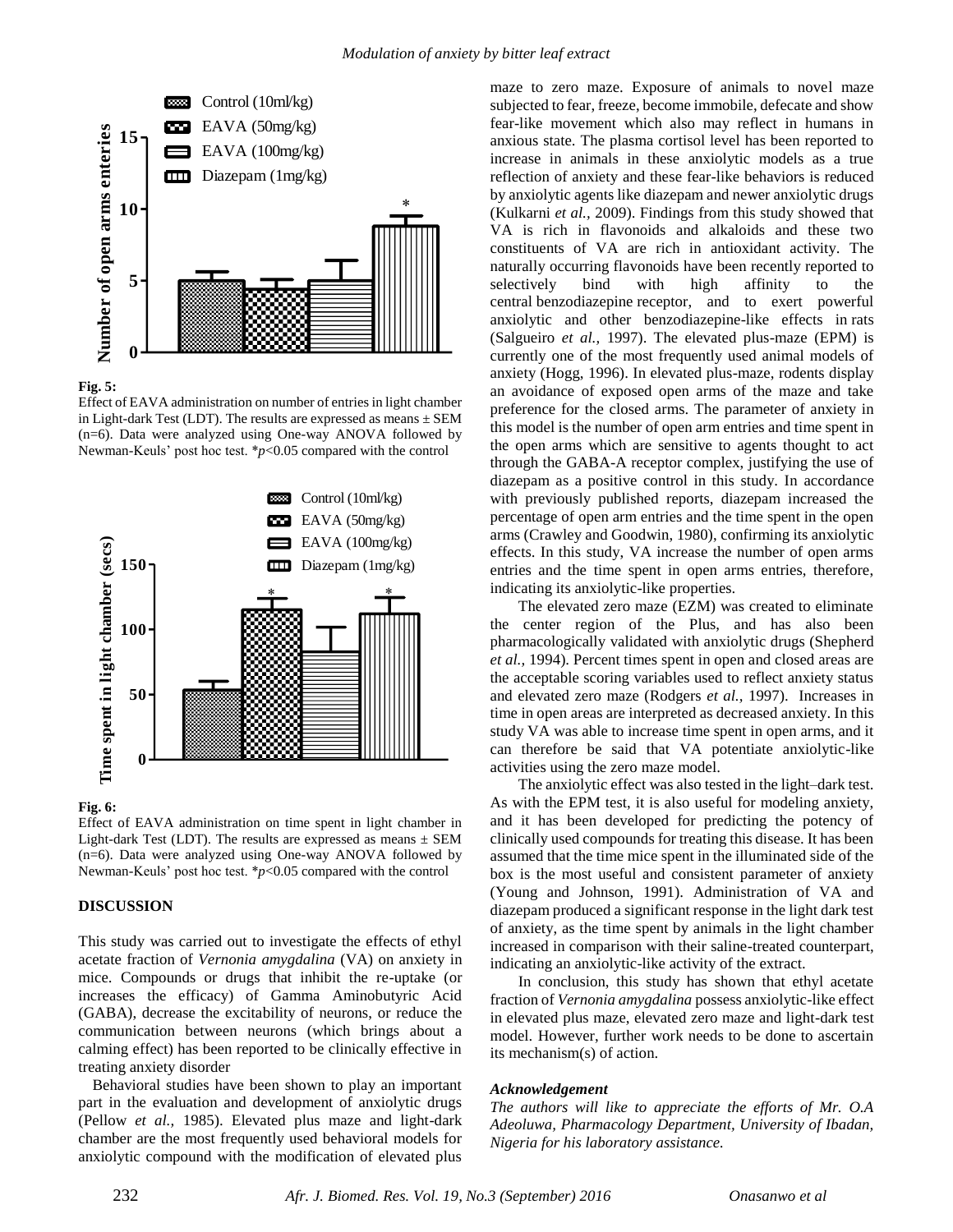Control (10ml/kg)
EAVA (50mg/kg)
EAVA (100mg/kg)
Diazepam (1mg/kg)

Number of open arms enteries

15
10
5
0

*

**Fig. 5:**
Effect of EAVA administration on number of entries in light chamber in Light-dark Test (LDT). The results are expressed as means ± SEM (n=6). Data were analyzed using One-way ANOVA followed by Newman-Keuls' post hoc test. *$p<0.05$ compared with the control

Control (10ml/kg)
EAVA (50mg/kg)
EAVA (100mg/kg)
Diazepam (1mg/kg)

Time spent in light chamber (secs)

150
100
50
0

*
*

**Fig. 6:**
Effect of EAVA administration on time spent in light chamber in Light-dark Test (LDT). The results are expressed as means ± SEM (n=6). Data were analyzed using One-way ANOVA followed by Newman-Keuls' post hoc test. *$p<0.05$ compared with the control

## DISCUSSION

This study was carried out to investigate the effects of ethyl acetate fraction of *Vernonia amygdalina* (VA) on anxiety in mice. Compounds or drugs that inhibit the re-uptake (or increases the efficacy) of Gamma Aminobutyric Acid (GABA), decrease the excitability of neurons, or reduce the communication between neurons (which brings about a calming effect) has been reported to be clinically effective in treating anxiety disorder

Behavioral studies have been shown to play an important part in the evaluation and development of anxiolytic drugs (Pellow *et al.,* 1985). Elevated plus maze and light-dark chamber are the most frequently used behavioral models for anxiolytic compound with the modification of elevated plus maze to zero maze. Exposure of animals to novel maze subjected to fear, freeze, become immobile, defecate and show fear-like movement which also may reflect in humans in anxious state. The plasma cortisol level has been reported to increase in animals in these anxiolytic models as a true reflection of anxiety and these fear-like behaviors is reduced by anxiolytic agents like diazepam and newer anxiolytic drugs (Kulkarni *et al.,* 2009). Findings from this study showed that VA is rich in flavonoids and alkaloids and these two constituents of VA are rich in antioxidant activity. The naturally occurring flavonoids have been recently reported to selectively bind with high affinity to the central benzodiazepine receptor, and to exert powerful anxiolytic and other benzodiazepine-like effects in rats (Salgueiro *et al.,* 1997). The elevated plus-maze (EPM) is currently one of the most frequently used animal models of anxiety (Hogg, 1996). In elevated plus-maze, rodents display an avoidance of exposed open arms of the maze and take preference for the closed arms. The parameter of anxiety in this model is the number of open arm entries and time spent in the open arms which are sensitive to agents thought to act through the GABA-A receptor complex, justifying the use of diazepam as a positive control in this study. In accordance with previously published reports, diazepam increased the percentage of open arm entries and the time spent in the open arms (Crawley and Goodwin, 1980), confirming its anxiolytic effects. In this study, VA increase the number of open arms entries and the time spent in open arms entries, therefore, indicating its anxiolytic-like properties.

The elevated zero maze (EZM) was created to eliminate the center region of the Plus, and has also been pharmacologically validated with anxiolytic drugs (Shepherd *et al.,* 1994). Percent times spent in open and closed areas are the acceptable scoring variables used to reflect anxiety status and elevated zero maze (Rodgers *et al.,* 1997). Increases in time in open areas are interpreted as decreased anxiety. In this study VA was able to increase time spent in open arms, and it can therefore be said that VA potentiate anxiolytic-like activities using the zero maze model.

The anxiolytic effect was also tested in the light–dark test. As with the EPM test, it is also useful for modeling anxiety, and it has been developed for predicting the potency of clinically used compounds for treating this disease. It has been assumed that the time mice spent in the illuminated side of the box is the most useful and consistent parameter of anxiety (Young and Johnson, 1991). Administration of VA and diazepam produced a significant response in the light dark test of anxiety, as the time spent by animals in the light chamber increased in comparison with their saline-treated counterpart, indicating an anxiolytic-like activity of the extract.

In conclusion, this study has shown that ethyl acetate fraction of *Vernonia amygdalina* possess anxiolytic-like effect in elevated plus maze, elevated zero maze and light-dark test model. However, further work needs to be done to ascertain its mechanism(s) of action.

### *Acknowledgement*

*The authors will like to appreciate the efforts of Mr. O.A Adeoluwa, Pharmacology Department, University of Ibadan, Nigeria for his laboratory assistance.*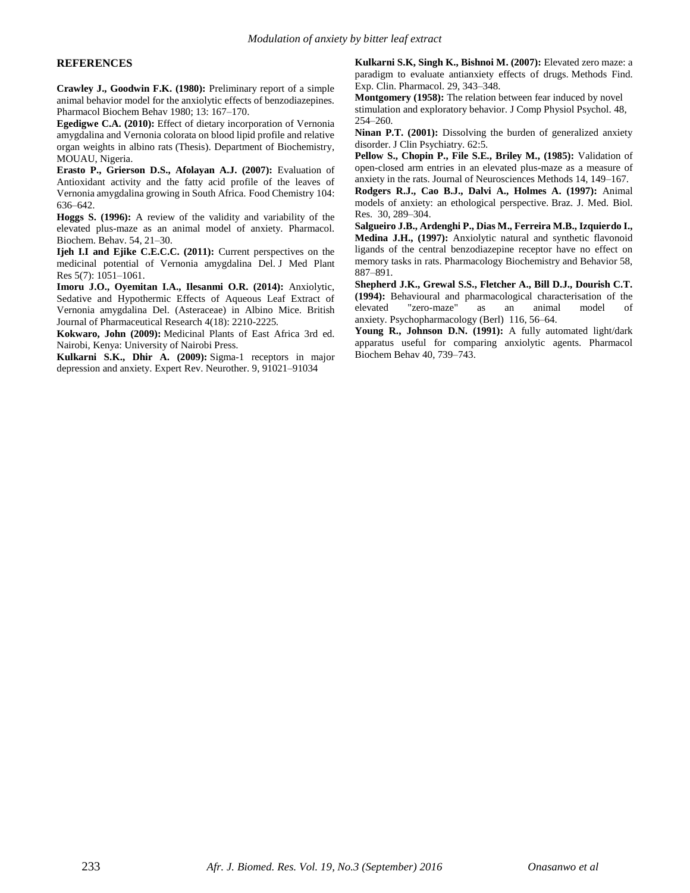## REFERENCES

**Crawley J., Goodwin F.K. (1980):** Preliminary report of a simple animal behavior model for the anxiolytic effects of benzodiazepines. Pharmacol Biochem Behav 1980; 13: 167–170.

**Egedigwe C.A. (2010):** Effect of dietary incorporation of Vernonia amygdalina and Vernonia colorata on blood lipid profile and relative organ weights in albino rats (Thesis). Department of Biochemistry, MOUAU, Nigeria.

**Erasto P., Grierson D.S., Afolayan A.J. (2007):** Evaluation of Antioxidant activity and the fatty acid profile of the leaves of Vernonia amygdalina growing in South Africa. Food Chemistry 104: 636–642.

**Hoggs S. (1996):** A review of the validity and variability of the elevated plus-maze as an animal model of anxiety. Pharmacol. Biochem. Behav. 54, 21–30.

**Ijeh I.I and Ejike C.E.C.C. (2011):** Current perspectives on the medicinal potential of Vernonia amygdalina Del. J Med Plant Res 5(7): 1051–1061.

**Imoru J.O., Oyemitan I.A., Ilesanmi O.R. (2014):** Anxiolytic, Sedative and Hypothermic Effects of Aqueous Leaf Extract of Vernonia amygdalina Del. (Asteraceae) in Albino Mice. British Journal of Pharmaceutical Research 4(18): 2210-2225.

**Kokwaro, John (2009):** Medicinal Plants of East Africa 3rd ed. Nairobi, Kenya: University of Nairobi Press.

**Kulkarni S.K., Dhir A. (2009):** Sigma-1 receptors in major depression and anxiety. Expert Rev. Neurother. 9, 91021–91034

**Kulkarni S.K, Singh K., Bishnoi M. (2007):** Elevated zero maze: a paradigm to evaluate antianxiety effects of drugs. Methods Find. Exp. Clin. Pharmacol. 29, 343–348.

**Montgomery (1958):** The relation between fear induced by novel stimulation and exploratory behavior. J Comp Physiol Psychol. 48, 254–260.

**Ninan P.T. (2001):** Dissolving the burden of generalized anxiety disorder. J Clin Psychiatry. 62:5.

**Pellow S., Chopin P., File S.E., Briley M., (1985):** Validation of open-closed arm entries in an elevated plus-maze as a measure of anxiety in the rats. Journal of Neurosciences Methods 14, 149–167.

**Rodgers R.J., Cao B.J., Dalvi A., Holmes A. (1997):** Animal models of anxiety: an ethological perspective. Braz. J. Med. Biol. Res. 30, 289–304.

**Salgueiro J.B., Ardenghi P., Dias M., Ferreira M.B., Izquierdo I., Medina J.H., (1997):** Anxiolytic natural and synthetic flavonoid ligands of the central benzodiazepine receptor have no effect on memory tasks in rats. Pharmacology Biochemistry and Behavior 58, 887–891.

**Shepherd J.K., Grewal S.S., Fletcher A., Bill D.J., Dourish C.T. (1994):** Behavioural and pharmacological characterisation of the elevated "zero-maze" as an animal model of anxiety. Psychopharmacology (Berl) 116, 56–64.

**Young R., Johnson D.N. (1991):** A fully automated light/dark apparatus useful for comparing anxiolytic agents. Pharmacol Biochem Behav 40, 739–743.